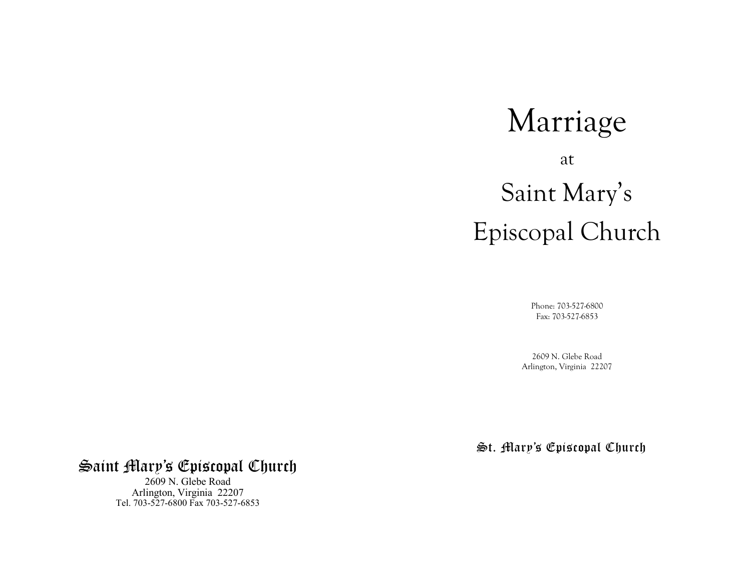**Saint Mary's Episcopal Church**

2609 N. Glebe Road
Arlington, Virginia 22207
Tel. 703-527-6800 Fax 703-527-6853

# Marriage

at

# Saint Mary's Episcopal Church

Phone: 703-527-6800
Fax: 703-527-6853

2609 N. Glebe Road
Arlington, Virginia 22207

**St. Mary's Episcopal Church**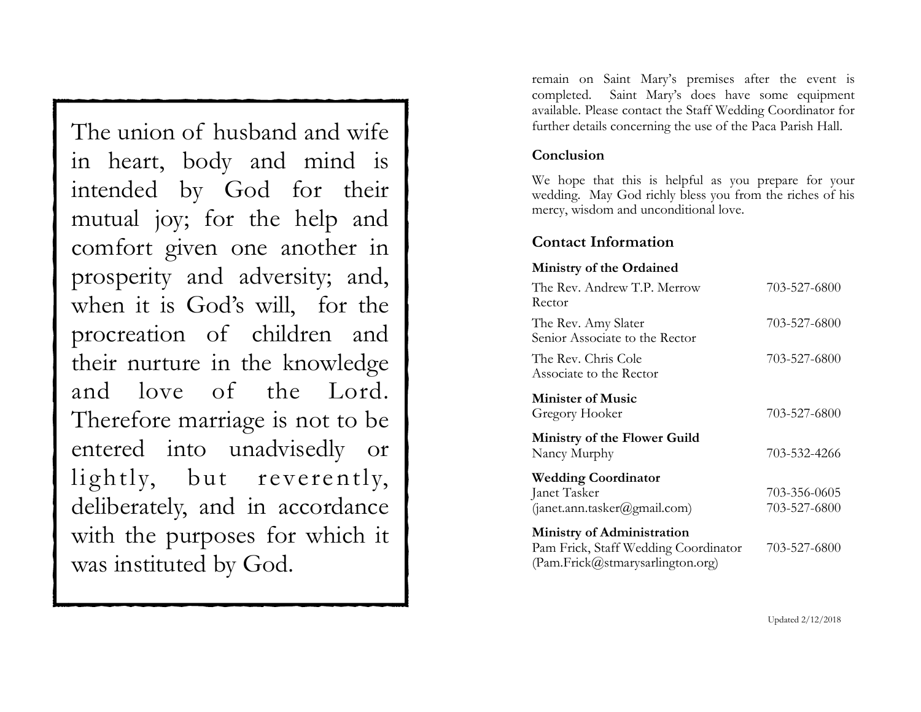The union of husband and wife in heart, body and mind is intended by God for their mutual joy; for the help and comfort given one another in prosperity and adversity; and, when it is God's will, for the procreation of children and their nurture in the knowledge and love of the Lord. Therefore marriage is not to be entered into unadvisedly or lightly, but reverently, deliberately, and in accordance with the purposes for which it was instituted by God.

remain on Saint Mary's premises after the event is completed. Saint Mary's does have some equipment available. Please contact the Staff Wedding Coordinator for further details concerning the use of the Paca Parish Hall.

### Conclusion

We hope that this is helpful as you prepare for your wedding. May God richly bless you from the riches of his mercy, wisdom and unconditional love.

## Contact Information

**Ministry of the Ordained**

| | |
|---|---|
| The Rev. Andrew T.P. Merrow<br>Rector | 703-527-6800 |
| The Rev. Amy Slater<br>Senior Associate to the Rector | 703-527-6800 |
| The Rev. Chris Cole<br>Associate to the Rector | 703-527-6800 |

**Minister of Music**

| | |
|---|---|
| Gregory Hooker | 703-527-6800 |

**Ministry of the Flower Guild**

| | |
|---|---|
| Nancy Murphy | 703-532-4266 |

**Wedding Coordinator**

| | |
|---|---|
| Janet Tasker<br>(janet.ann.tasker@gmail.com) | 703-356-0605<br>703-527-6800 |

**Ministry of Administration**

| | |
|---|---|
| Pam Frick, Staff Wedding Coordinator<br>(Pam.Frick@stmarysarlington.org) | 703-527-6800 |

Updated 2/12/2018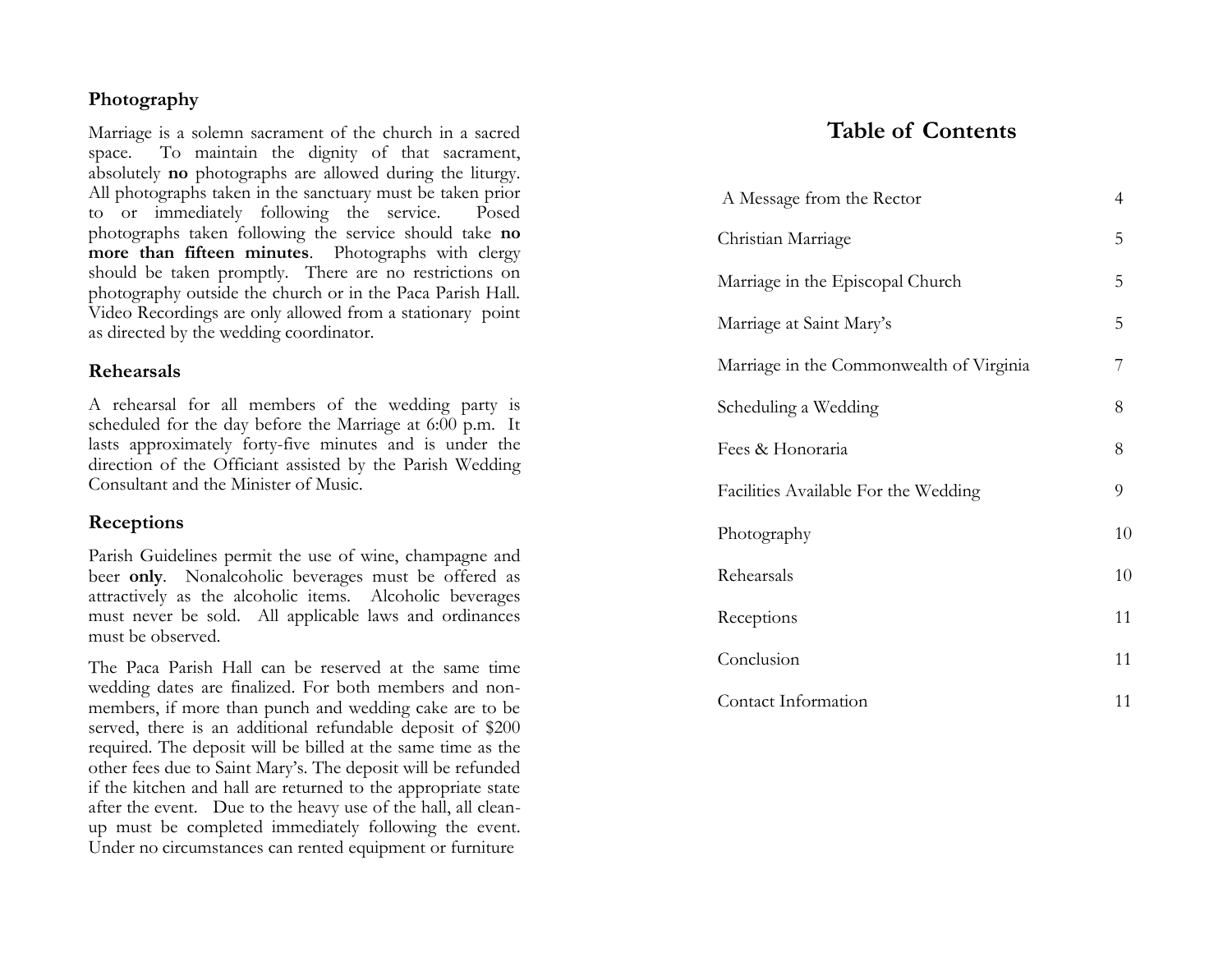### Photography

Marriage is a solemn sacrament of the church in a sacred space. To maintain the dignity of that sacrament, absolutely **no** photographs are allowed during the liturgy. All photographs taken in the sanctuary must be taken prior to or immediately following the service. Posed photographs taken following the service should take **no more than fifteen minutes**. Photographs with clergy should be taken promptly. There are no restrictions on photography outside the church or in the Paca Parish Hall. Video Recordings are only allowed from a stationary point as directed by the wedding coordinator.

### Rehearsals

A rehearsal for all members of the wedding party is scheduled for the day before the Marriage at 6:00 p.m. It lasts approximately forty-five minutes and is under the direction of the Officiant assisted by the Parish Wedding Consultant and the Minister of Music.

### Receptions

Parish Guidelines permit the use of wine, champagne and beer **only**. Nonalcoholic beverages must be offered as attractively as the alcoholic items. Alcoholic beverages must never be sold. All applicable laws and ordinances must be observed.

The Paca Parish Hall can be reserved at the same time wedding dates are finalized. For both members and non-members, if more than punch and wedding cake are to be served, there is an additional refundable deposit of $200 required. The deposit will be billed at the same time as the other fees due to Saint Mary's. The deposit will be refunded if the kitchen and hall are returned to the appropriate state after the event. Due to the heavy use of the hall, all clean-up must be completed immediately following the event. Under no circumstances can rented equipment or furniture

## Table of Contents

| | |
|---|---|
| A Message from the Rector | 4 |
| Christian Marriage | 5 |
| Marriage in the Episcopal Church | 5 |
| Marriage at Saint Mary's | 5 |
| Marriage in the Commonwealth of Virginia | 7 |
| Scheduling a Wedding | 8 |
| Fees & Honoraria | 8 |
| Facilities Available For the Wedding | 9 |
| Photography | 10 |
| Rehearsals | 10 |
| Receptions | 11 |
| Conclusion | 11 |
| Contact Information | 11 |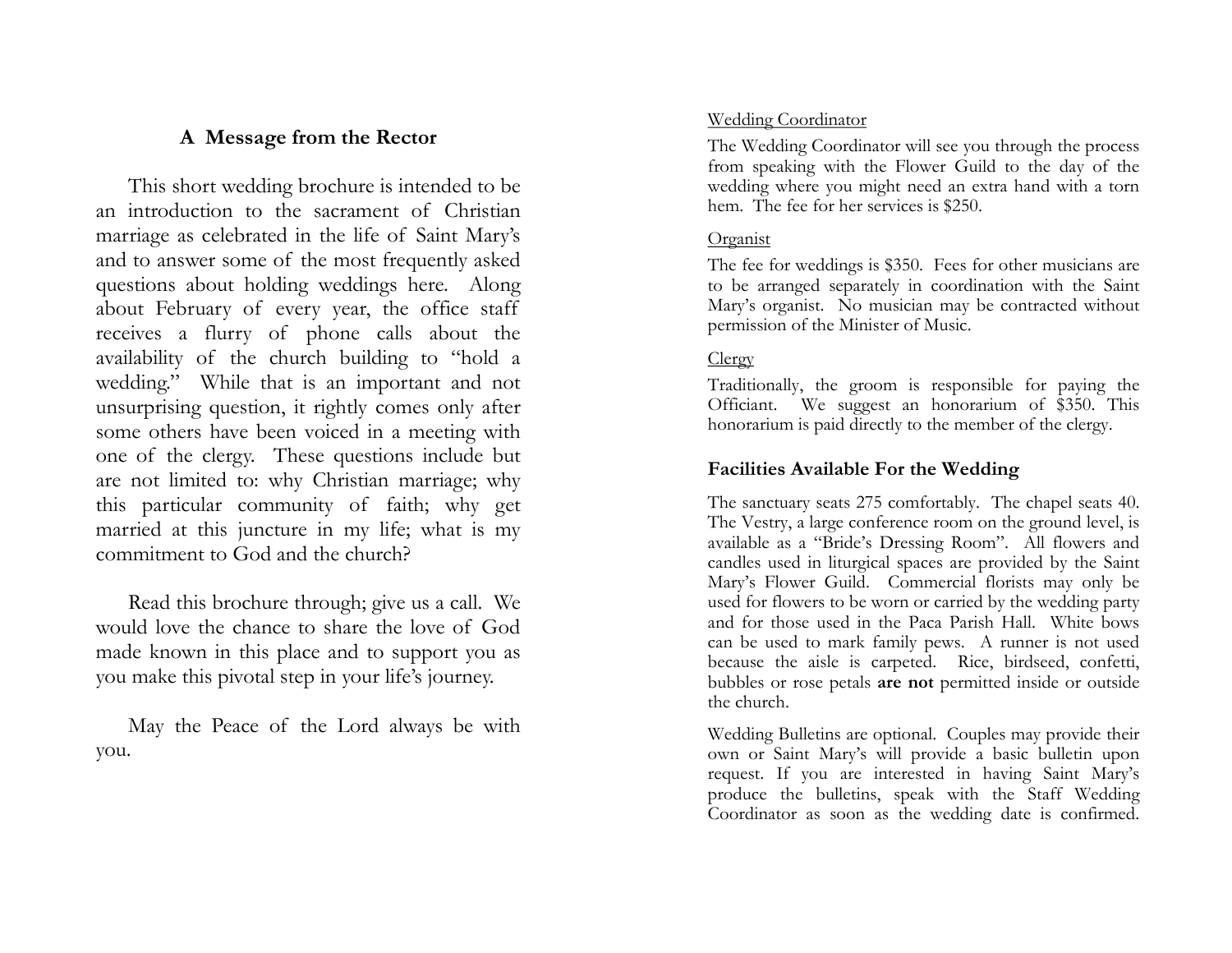## A Message from the Rector

This short wedding brochure is intended to be an introduction to the sacrament of Christian marriage as celebrated in the life of Saint Mary's and to answer some of the most frequently asked questions about holding weddings here. Along about February of every year, the office staff receives a flurry of phone calls about the availability of the church building to "hold a wedding." While that is an important and not unsurprising question, it rightly comes only after some others have been voiced in a meeting with one of the clergy. These questions include but are not limited to: why Christian marriage; why this particular community of faith; why get married at this juncture in my life; what is my commitment to God and the church?

Read this brochure through; give us a call. We would love the chance to share the love of God made known in this place and to support you as you make this pivotal step in your life's journey.

May the Peace of the Lord always be with you.

Wedding Coordinator

The Wedding Coordinator will see you through the process from speaking with the Flower Guild to the day of the wedding where you might need an extra hand with a torn hem. The fee for her services is $250.

Organist

The fee for weddings is $350. Fees for other musicians are to be arranged separately in coordination with the Saint Mary's organist. No musician may be contracted without permission of the Minister of Music.

Clergy

Traditionally, the groom is responsible for paying the Officiant. We suggest an honorarium of $350. This honorarium is paid directly to the member of the clergy.

### Facilities Available For the Wedding

The sanctuary seats 275 comfortably. The chapel seats 40. The Vestry, a large conference room on the ground level, is available as a "Bride's Dressing Room". All flowers and candles used in liturgical spaces are provided by the Saint Mary's Flower Guild. Commercial florists may only be used for flowers to be worn or carried by the wedding party and for those used in the Paca Parish Hall. White bows can be used to mark family pews. A runner is not used because the aisle is carpeted. Rice, birdseed, confetti, bubbles or rose petals **are not** permitted inside or outside the church.

Wedding Bulletins are optional. Couples may provide their own or Saint Mary's will provide a basic bulletin upon request. If you are interested in having Saint Mary's produce the bulletins, speak with the Staff Wedding Coordinator as soon as the wedding date is confirmed.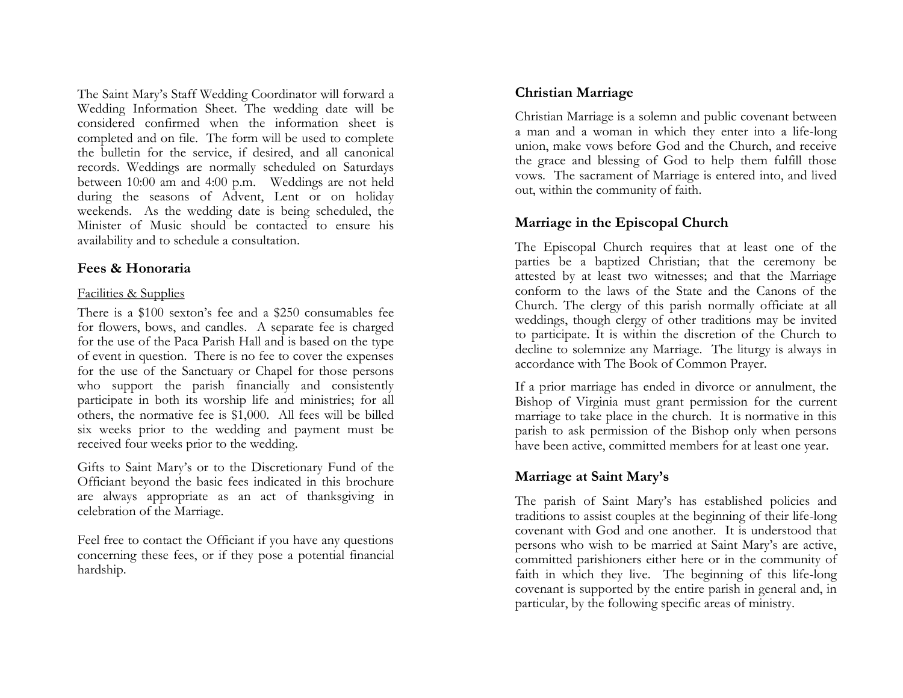The Saint Mary's Staff Wedding Coordinator will forward a Wedding Information Sheet. The wedding date will be considered confirmed when the information sheet is completed and on file. The form will be used to complete the bulletin for the service, if desired, and all canonical records. Weddings are normally scheduled on Saturdays between 10:00 am and 4:00 p.m. Weddings are not held during the seasons of Advent, Lent or on holiday weekends. As the wedding date is being scheduled, the Minister of Music should be contacted to ensure his availability and to schedule a consultation.

## Fees & Honoraria

Facilities & Supplies

There is a $100 sexton's fee and a $250 consumables fee for flowers, bows, and candles. A separate fee is charged for the use of the Paca Parish Hall and is based on the type of event in question. There is no fee to cover the expenses for the use of the Sanctuary or Chapel for those persons who support the parish financially and consistently participate in both its worship life and ministries; for all others, the normative fee is $1,000. All fees will be billed six weeks prior to the wedding and payment must be received four weeks prior to the wedding.

Gifts to Saint Mary's or to the Discretionary Fund of the Officiant beyond the basic fees indicated in this brochure are always appropriate as an act of thanksgiving in celebration of the Marriage.

Feel free to contact the Officiant if you have any questions concerning these fees, or if they pose a potential financial hardship.

## Christian Marriage

Christian Marriage is a solemn and public covenant between a man and a woman in which they enter into a life-long union, make vows before God and the Church, and receive the grace and blessing of God to help them fulfill those vows. The sacrament of Marriage is entered into, and lived out, within the community of faith.

## Marriage in the Episcopal Church

The Episcopal Church requires that at least one of the parties be a baptized Christian; that the ceremony be attested by at least two witnesses; and that the Marriage conform to the laws of the State and the Canons of the Church. The clergy of this parish normally officiate at all weddings, though clergy of other traditions may be invited to participate. It is within the discretion of the Church to decline to solemnize any Marriage. The liturgy is always in accordance with The Book of Common Prayer.

If a prior marriage has ended in divorce or annulment, the Bishop of Virginia must grant permission for the current marriage to take place in the church. It is normative in this parish to ask permission of the Bishop only when persons have been active, committed members for at least one year.

## Marriage at Saint Mary's

The parish of Saint Mary's has established policies and traditions to assist couples at the beginning of their life-long covenant with God and one another. It is understood that persons who wish to be married at Saint Mary's are active, committed parishioners either here or in the community of faith in which they live. The beginning of this life-long covenant is supported by the entire parish in general and, in particular, by the following specific areas of ministry.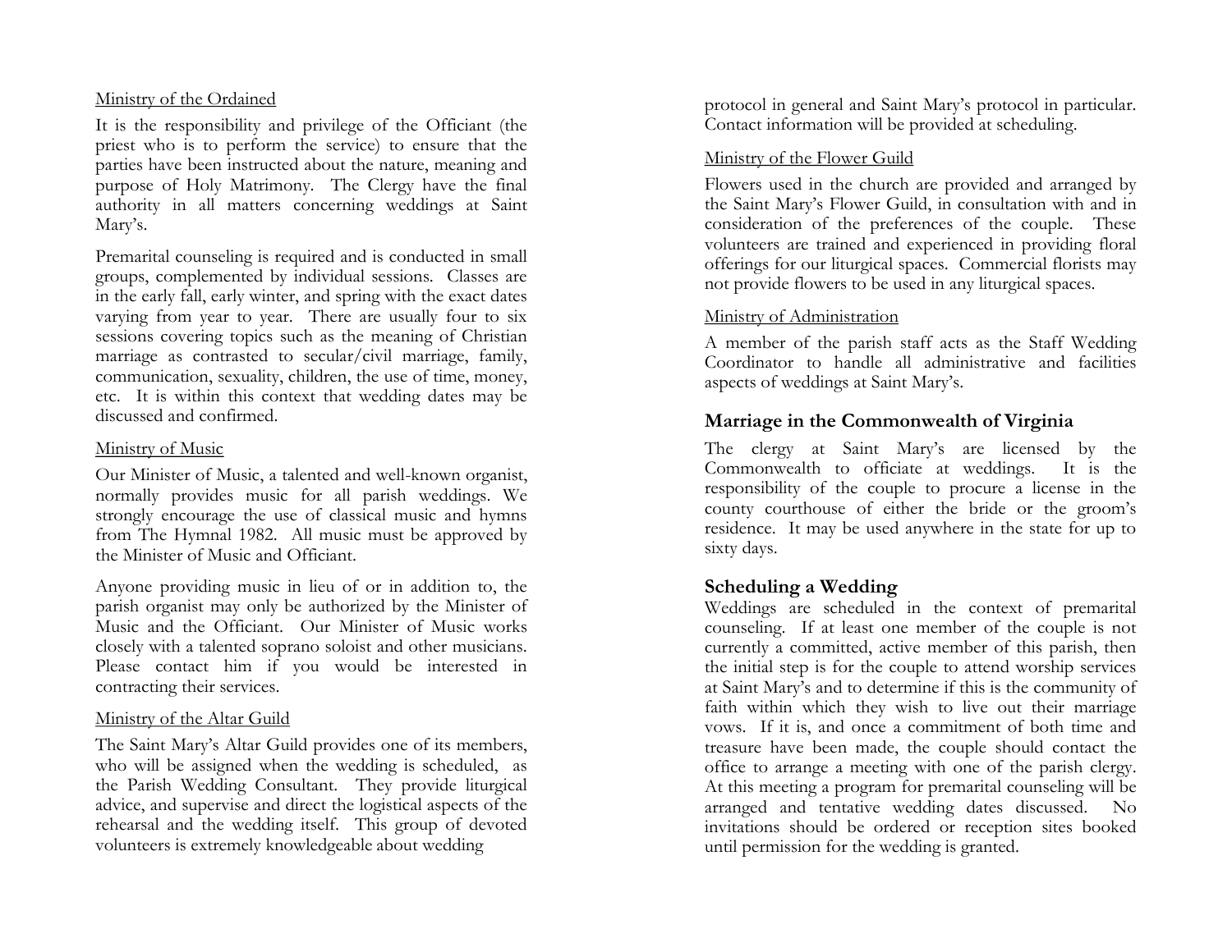Ministry of the Ordained

It is the responsibility and privilege of the Officiant (the priest who is to perform the service) to ensure that the parties have been instructed about the nature, meaning and purpose of Holy Matrimony. The Clergy have the final authority in all matters concerning weddings at Saint Mary's.

Premarital counseling is required and is conducted in small groups, complemented by individual sessions. Classes are in the early fall, early winter, and spring with the exact dates varying from year to year. There are usually four to six sessions covering topics such as the meaning of Christian marriage as contrasted to secular/civil marriage, family, communication, sexuality, children, the use of time, money, etc. It is within this context that wedding dates may be discussed and confirmed.

Ministry of Music

Our Minister of Music, a talented and well-known organist, normally provides music for all parish weddings. We strongly encourage the use of classical music and hymns from The Hymnal 1982. All music must be approved by the Minister of Music and Officiant.

Anyone providing music in lieu of or in addition to, the parish organist may only be authorized by the Minister of Music and the Officiant. Our Minister of Music works closely with a talented soprano soloist and other musicians. Please contact him if you would be interested in contracting their services.

Ministry of the Altar Guild

The Saint Mary's Altar Guild provides one of its members, who will be assigned when the wedding is scheduled, as the Parish Wedding Consultant. They provide liturgical advice, and supervise and direct the logistical aspects of the rehearsal and the wedding itself. This group of devoted volunteers is extremely knowledgeable about wedding protocol in general and Saint Mary's protocol in particular. Contact information will be provided at scheduling.

Ministry of the Flower Guild

Flowers used in the church are provided and arranged by the Saint Mary's Flower Guild, in consultation with and in consideration of the preferences of the couple. These volunteers are trained and experienced in providing floral offerings for our liturgical spaces. Commercial florists may not provide flowers to be used in any liturgical spaces.

Ministry of Administration

A member of the parish staff acts as the Staff Wedding Coordinator to handle all administrative and facilities aspects of weddings at Saint Mary's.

## Marriage in the Commonwealth of Virginia

The clergy at Saint Mary's are licensed by the Commonwealth to officiate at weddings. It is the responsibility of the couple to procure a license in the county courthouse of either the bride or the groom's residence. It may be used anywhere in the state for up to sixty days.

## Scheduling a Wedding

Weddings are scheduled in the context of premarital counseling. If at least one member of the couple is not currently a committed, active member of this parish, then the initial step is for the couple to attend worship services at Saint Mary's and to determine if this is the community of faith within which they wish to live out their marriage vows. If it is, and once a commitment of both time and treasure have been made, the couple should contact the office to arrange a meeting with one of the parish clergy. At this meeting a program for premarital counseling will be arranged and tentative wedding dates discussed. No invitations should be ordered or reception sites booked until permission for the wedding is granted.